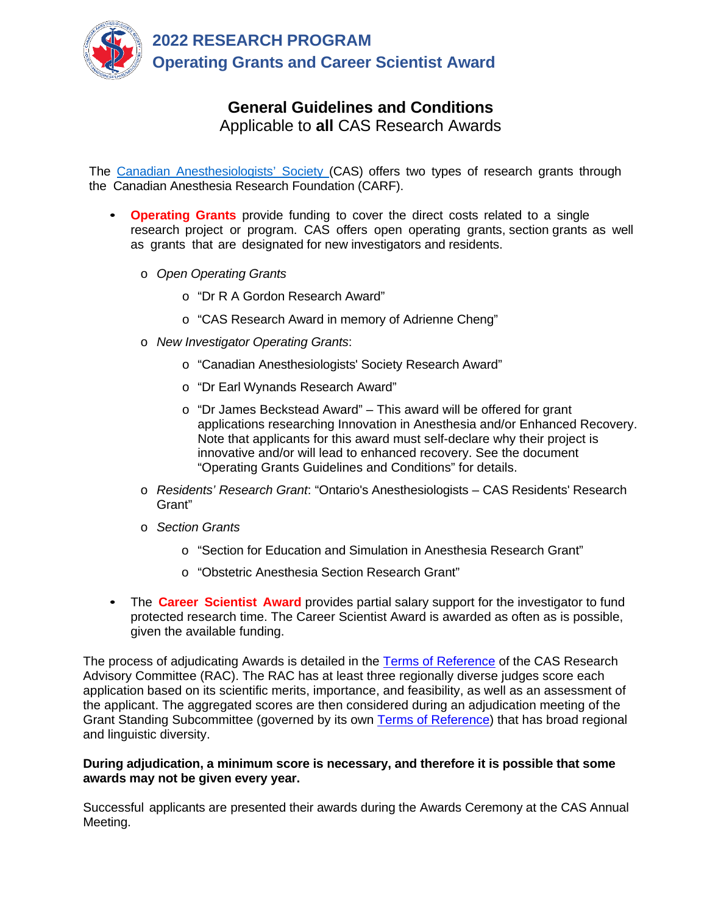# 2022 RESEARCH PROGRAM

## Operating Grants and Career Scientist Award

### General Guidelines and Conditions

Applicable to **all** CAS Research Awards

The Canadian Anesthesiologists' Society (CAS) offers two types of research grants through the Canadian Anesthesia Research Foundation (CARF).

- **Operating Grants** provide funding to cover the direct costs related to a single research project or program. CAS offers open operating grants, section grants as well as grants that are designated for new investigators and residents.
  - *Open Operating Grants*
    - "Dr R A Gordon Research Award"
    - "CAS Research Award in memory of Adrienne Cheng"
  - *New Investigator Operating Grants*:
    - "Canadian Anesthesiologists' Society Research Award"
    - "Dr Earl Wynands Research Award"
    - "Dr James Beckstead Award" – This award will be offered for grant applications researching Innovation in Anesthesia and/or Enhanced Recovery. Note that applicants for this award must self-declare why their project is innovative and/or will lead to enhanced recovery. See the document "Operating Grants Guidelines and Conditions" for details.
  - *Residents' Research Grant*: "Ontario's Anesthesiologists – CAS Residents' Research Grant"
  - *Section Grants*
    - "Section for Education and Simulation in Anesthesia Research Grant"
    - "Obstetric Anesthesia Section Research Grant"
- The **Career Scientist Award** provides partial salary support for the investigator to fund protected research time. The Career Scientist Award is awarded as often as is possible, given the available funding.

The process of adjudicating Awards is detailed in the Terms of Reference of the CAS Research Advisory Committee (RAC). The RAC has at least three regionally diverse judges score each application based on its scientific merits, importance, and feasibility, as well as an assessment of the applicant. The aggregated scores are then considered during an adjudication meeting of the Grant Standing Subcommittee (governed by its own Terms of Reference) that has broad regional and linguistic diversity.

**During adjudication, a minimum score is necessary, and therefore it is possible that some awards may not be given every year.**

Successful applicants are presented their awards during the Awards Ceremony at the CAS Annual Meeting.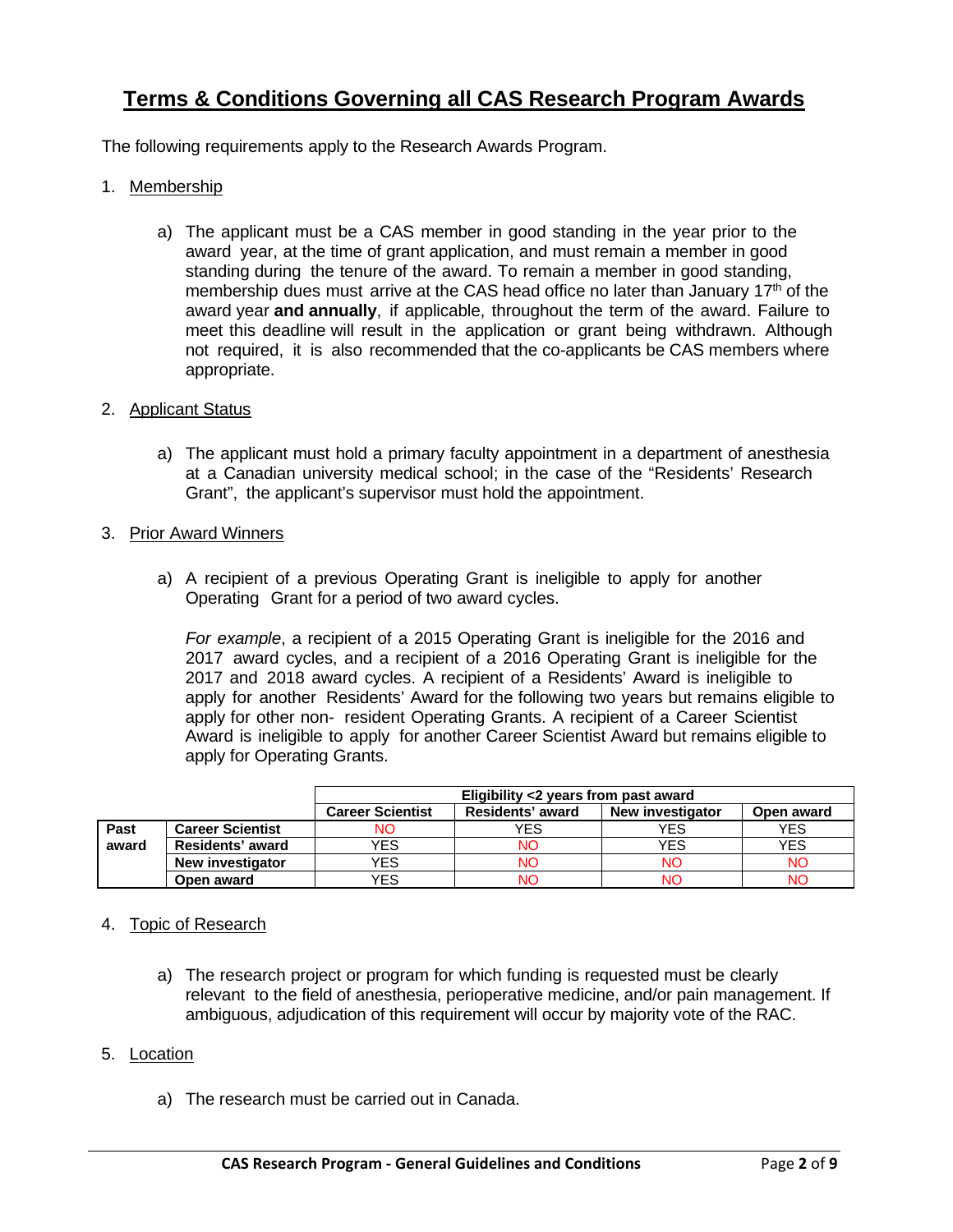# Terms & Conditions Governing all CAS Research Program Awards

The following requirements apply to the Research Awards Program.

1. Membership

   a) The applicant must be a CAS member in good standing in the year prior to the award year, at the time of grant application, and must remain a member in good standing during the tenure of the award. To remain a member in good standing, membership dues must arrive at the CAS head office no later than January 17th of the award year **and annually**, if applicable, throughout the term of the award. Failure to meet this deadline will result in the application or grant being withdrawn. Although not required, it is also recommended that the co-applicants be CAS members where appropriate.

2. Applicant Status

   a) The applicant must hold a primary faculty appointment in a department of anesthesia at a Canadian university medical school; in the case of the "Residents' Research Grant", the applicant's supervisor must hold the appointment.

3. Prior Award Winners

   a) A recipient of a previous Operating Grant is ineligible to apply for another Operating Grant for a period of two award cycles.

   *For example*, a recipient of a 2015 Operating Grant is ineligible for the 2016 and 2017 award cycles, and a recipient of a 2016 Operating Grant is ineligible for the 2017 and 2018 award cycles. A recipient of a Residents' Award is ineligible to apply for another Residents' Award for the following two years but remains eligible to apply for other non- resident Operating Grants. A recipient of a Career Scientist Award is ineligible to apply for another Career Scientist Award but remains eligible to apply for Operating Grants.

| | | Eligibility <2 years from past award | | | |
|---|---|---|---|---|---|
| | | **Career Scientist** | **Residents' award** | **New investigator** | **Open award** |
| **Past award** | **Career Scientist** | NO | YES | YES | YES |
| | **Residents' award** | YES | NO | YES | YES |
| | **New investigator** | YES | NO | NO | NO |
| | **Open award** | YES | NO | NO | NO |

4. Topic of Research

   a) The research project or program for which funding is requested must be clearly relevant to the field of anesthesia, perioperative medicine, and/or pain management. If ambiguous, adjudication of this requirement will occur by majority vote of the RAC.

5. Location

   a) The research must be carried out in Canada.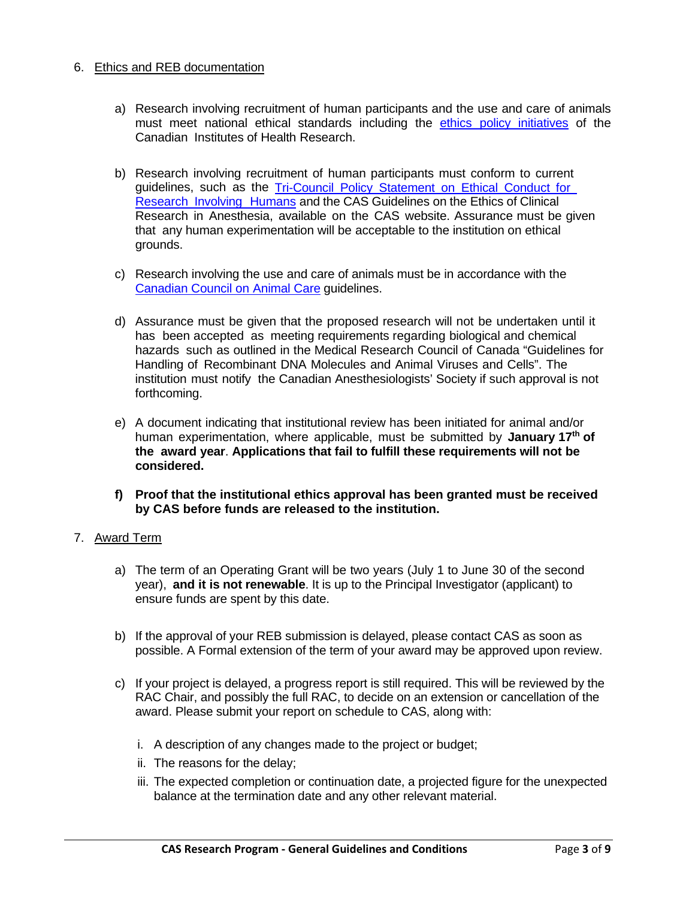6. Ethics and REB documentation

   a) Research involving recruitment of human participants and the use and care of animals must meet national ethical standards including the ethics policy initiatives of the Canadian Institutes of Health Research.

   b) Research involving recruitment of human participants must conform to current guidelines, such as the Tri-Council Policy Statement on Ethical Conduct for Research Involving Humans and the CAS Guidelines on the Ethics of Clinical Research in Anesthesia, available on the CAS website. Assurance must be given that any human experimentation will be acceptable to the institution on ethical grounds.

   c) Research involving the use and care of animals must be in accordance with the Canadian Council on Animal Care guidelines.

   d) Assurance must be given that the proposed research will not be undertaken until it has been accepted as meeting requirements regarding biological and chemical hazards such as outlined in the Medical Research Council of Canada "Guidelines for Handling of Recombinant DNA Molecules and Animal Viruses and Cells". The institution must notify the Canadian Anesthesiologists' Society if such approval is not forthcoming.

   e) A document indicating that institutional review has been initiated for animal and/or human experimentation, where applicable, must be submitted by **January 17th of the award year**. **Applications that fail to fulfill these requirements will not be considered.**

   **f) Proof that the institutional ethics approval has been granted must be received by CAS before funds are released to the institution.**

7. Award Term

   a) The term of an Operating Grant will be two years (July 1 to June 30 of the second year), **and it is not renewable**. It is up to the Principal Investigator (applicant) to ensure funds are spent by this date.

   b) If the approval of your REB submission is delayed, please contact CAS as soon as possible. A Formal extension of the term of your award may be approved upon review.

   c) If your project is delayed, a progress report is still required. This will be reviewed by the RAC Chair, and possibly the full RAC, to decide on an extension or cancellation of the award. Please submit your report on schedule to CAS, along with:

      i. A description of any changes made to the project or budget;
      ii. The reasons for the delay;
      iii. The expected completion or continuation date, a projected figure for the unexpected balance at the termination date and any other relevant material.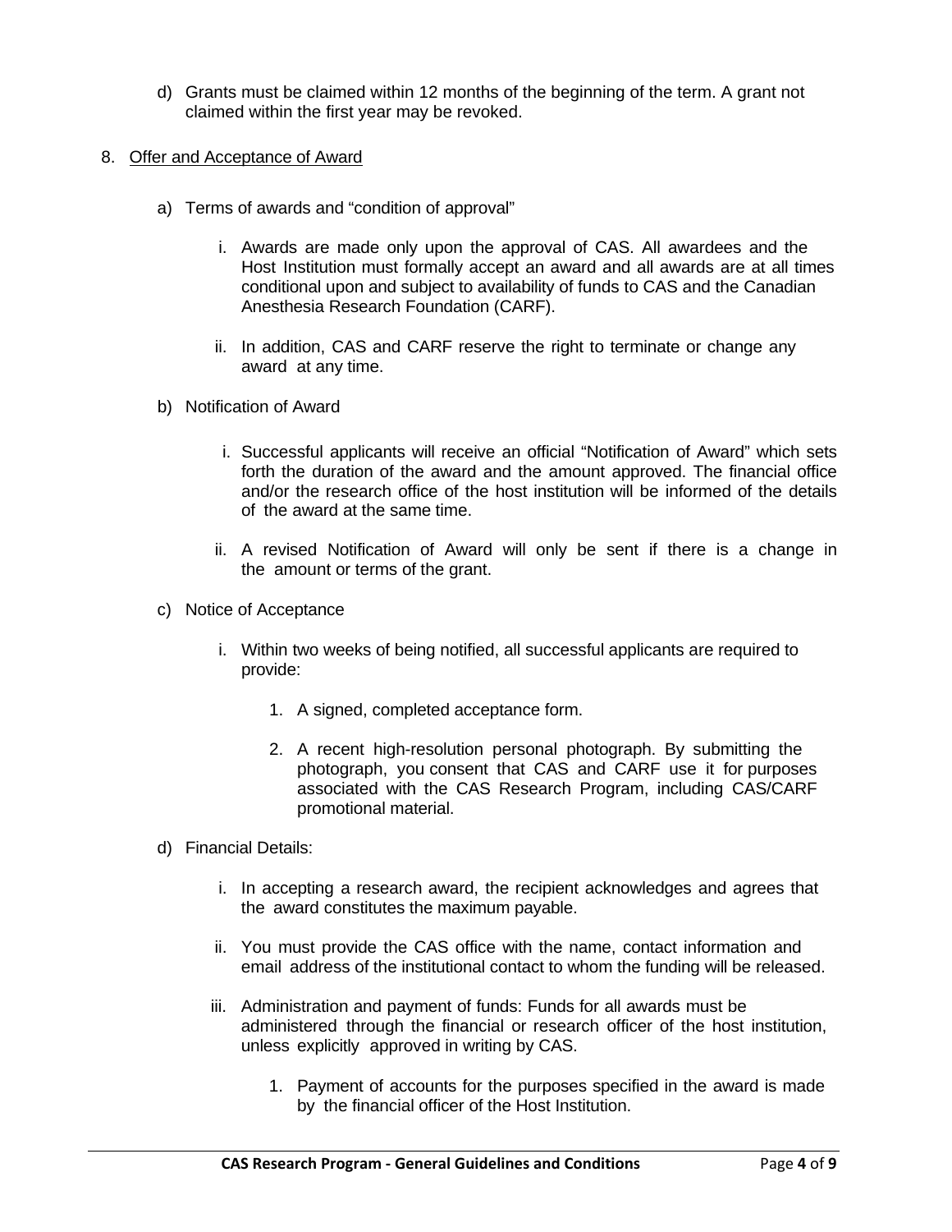d) Grants must be claimed within 12 months of the beginning of the term. A grant not claimed within the first year may be revoked.

8. <u>Offer and Acceptance of Award</u>

   a) Terms of awards and "condition of approval"

      i. Awards are made only upon the approval of CAS. All awardees and the Host Institution must formally accept an award and all awards are at all times conditional upon and subject to availability of funds to CAS and the Canadian Anesthesia Research Foundation (CARF).

      ii. In addition, CAS and CARF reserve the right to terminate or change any award at any time.

   b) Notification of Award

      i. Successful applicants will receive an official "Notification of Award" which sets forth the duration of the award and the amount approved. The financial office and/or the research office of the host institution will be informed of the details of the award at the same time.

      ii. A revised Notification of Award will only be sent if there is a change in the amount or terms of the grant.

   c) Notice of Acceptance

      i. Within two weeks of being notified, all successful applicants are required to provide:

         1. A signed, completed acceptance form.

         2. A recent high-resolution personal photograph. By submitting the photograph, you consent that CAS and CARF use it for purposes associated with the CAS Research Program, including CAS/CARF promotional material.

   d) Financial Details:

      i. In accepting a research award, the recipient acknowledges and agrees that the award constitutes the maximum payable.

      ii. You must provide the CAS office with the name, contact information and email address of the institutional contact to whom the funding will be released.

      iii. Administration and payment of funds: Funds for all awards must be administered through the financial or research officer of the host institution, unless explicitly approved in writing by CAS.

         1. Payment of accounts for the purposes specified in the award is made by the financial officer of the Host Institution.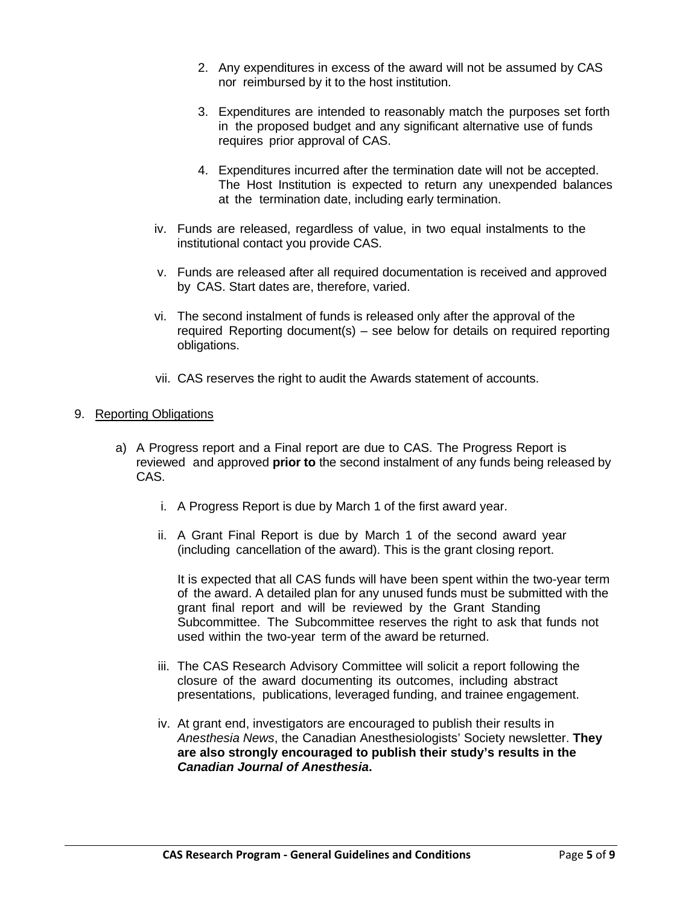2. Any expenditures in excess of the award will not be assumed by CAS nor reimbursed by it to the host institution.

3. Expenditures are intended to reasonably match the purposes set forth in the proposed budget and any significant alternative use of funds requires prior approval of CAS.

4. Expenditures incurred after the termination date will not be accepted. The Host Institution is expected to return any unexpended balances at the termination date, including early termination.

iv. Funds are released, regardless of value, in two equal instalments to the institutional contact you provide CAS.

v. Funds are released after all required documentation is received and approved by CAS. Start dates are, therefore, varied.

vi. The second instalment of funds is released only after the approval of the required Reporting document(s) – see below for details on required reporting obligations.

vii. CAS reserves the right to audit the Awards statement of accounts.

9. Reporting Obligations

a) A Progress report and a Final report are due to CAS. The Progress Report is reviewed and approved **prior to** the second instalment of any funds being released by CAS.

   i. A Progress Report is due by March 1 of the first award year.

   ii. A Grant Final Report is due by March 1 of the second award year (including cancellation of the award). This is the grant closing report.

   It is expected that all CAS funds will have been spent within the two-year term of the award. A detailed plan for any unused funds must be submitted with the grant final report and will be reviewed by the Grant Standing Subcommittee. The Subcommittee reserves the right to ask that funds not used within the two-year term of the award be returned.

   iii. The CAS Research Advisory Committee will solicit a report following the closure of the award documenting its outcomes, including abstract presentations, publications, leveraged funding, and trainee engagement.

   iv. At grant end, investigators are encouraged to publish their results in *Anesthesia News*, the Canadian Anesthesiologists' Society newsletter. **They are also strongly encouraged to publish their study's results in the *Canadian Journal of Anesthesia*.**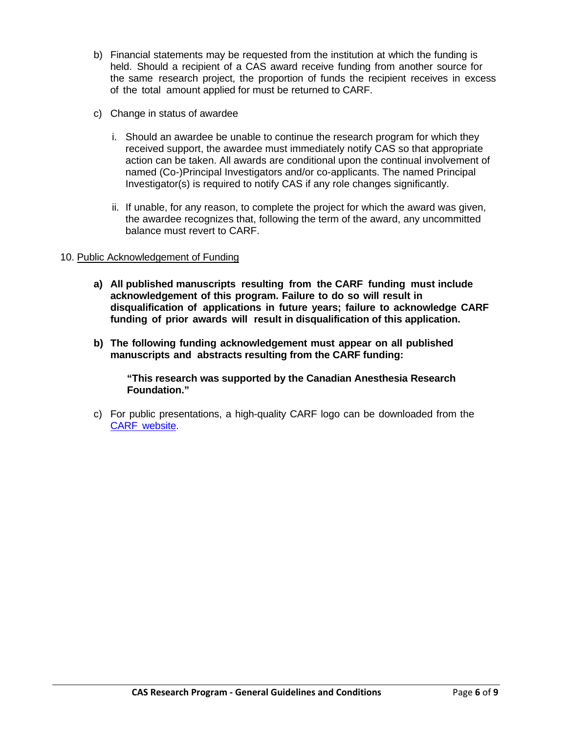b) Financial statements may be requested from the institution at which the funding is held. Should a recipient of a CAS award receive funding from another source for the same research project, the proportion of funds the recipient receives in excess of the total amount applied for must be returned to CARF.

c) Change in status of awardee

   i. Should an awardee be unable to continue the research program for which they received support, the awardee must immediately notify CAS so that appropriate action can be taken. All awards are conditional upon the continual involvement of named (Co-)Principal Investigators and/or co-applicants. The named Principal Investigator(s) is required to notify CAS if any role changes significantly.

   ii. If unable, for any reason, to complete the project for which the award was given, the awardee recognizes that, following the term of the award, any uncommitted balance must revert to CARF.

10. <u>Public Acknowledgement of Funding</u>

**a) All published manuscripts resulting from the CARF funding must include acknowledgement of this program. Failure to do so will result in disqualification of applications in future years; failure to acknowledge CARF funding of prior awards will result in disqualification of this application.**

**b) The following funding acknowledgement must appear on all published manuscripts and abstracts resulting from the CARF funding:**

> **"This research was supported by the Canadian Anesthesia Research Foundation."**

c) For public presentations, a high-quality CARF logo can be downloaded from the [CARF website](#).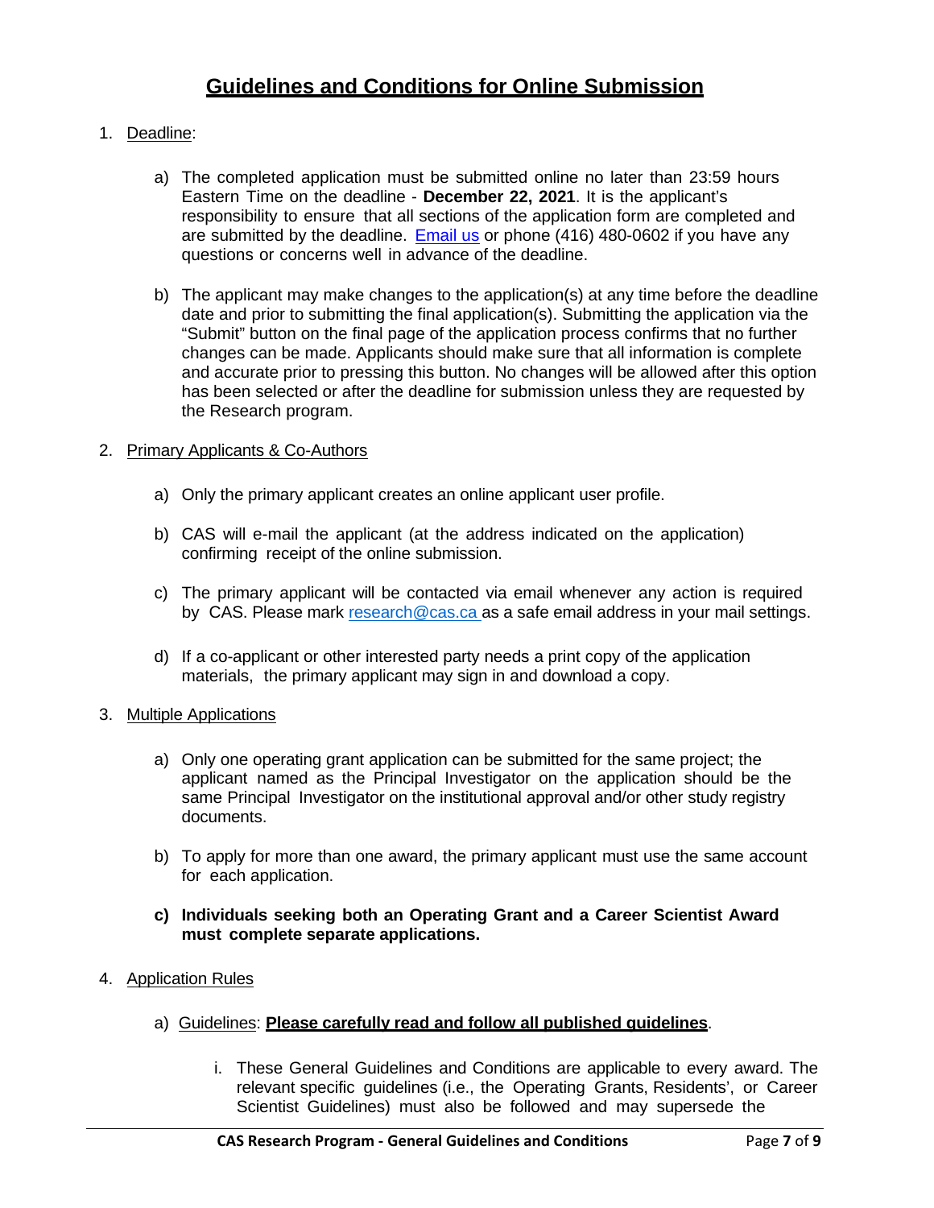# Guidelines and Conditions for Online Submission

1. Deadline:

   a) The completed application must be submitted online no later than 23:59 hours Eastern Time on the deadline - **December 22, 2021**. It is the applicant's responsibility to ensure that all sections of the application form are completed and are submitted by the deadline. Email us or phone (416) 480-0602 if you have any questions or concerns well in advance of the deadline.

   b) The applicant may make changes to the application(s) at any time before the deadline date and prior to submitting the final application(s). Submitting the application via the "Submit" button on the final page of the application process confirms that no further changes can be made. Applicants should make sure that all information is complete and accurate prior to pressing this button. No changes will be allowed after this option has been selected or after the deadline for submission unless they are requested by the Research program.

2. Primary Applicants & Co-Authors

   a) Only the primary applicant creates an online applicant user profile.

   b) CAS will e-mail the applicant (at the address indicated on the application) confirming receipt of the online submission.

   c) The primary applicant will be contacted via email whenever any action is required by CAS. Please mark research@cas.ca as a safe email address in your mail settings.

   d) If a co-applicant or other interested party needs a print copy of the application materials, the primary applicant may sign in and download a copy.

3. Multiple Applications

   a) Only one operating grant application can be submitted for the same project; the applicant named as the Principal Investigator on the application should be the same Principal Investigator on the institutional approval and/or other study registry documents.

   b) To apply for more than one award, the primary applicant must use the same account for each application.

   **c) Individuals seeking both an Operating Grant and a Career Scientist Award must complete separate applications.**

4. Application Rules

   a) Guidelines: **Please carefully read and follow all published guidelines**.

      i. These General Guidelines and Conditions are applicable to every award. The relevant specific guidelines (i.e., the Operating Grants, Residents', or Career Scientist Guidelines) must also be followed and may supersede the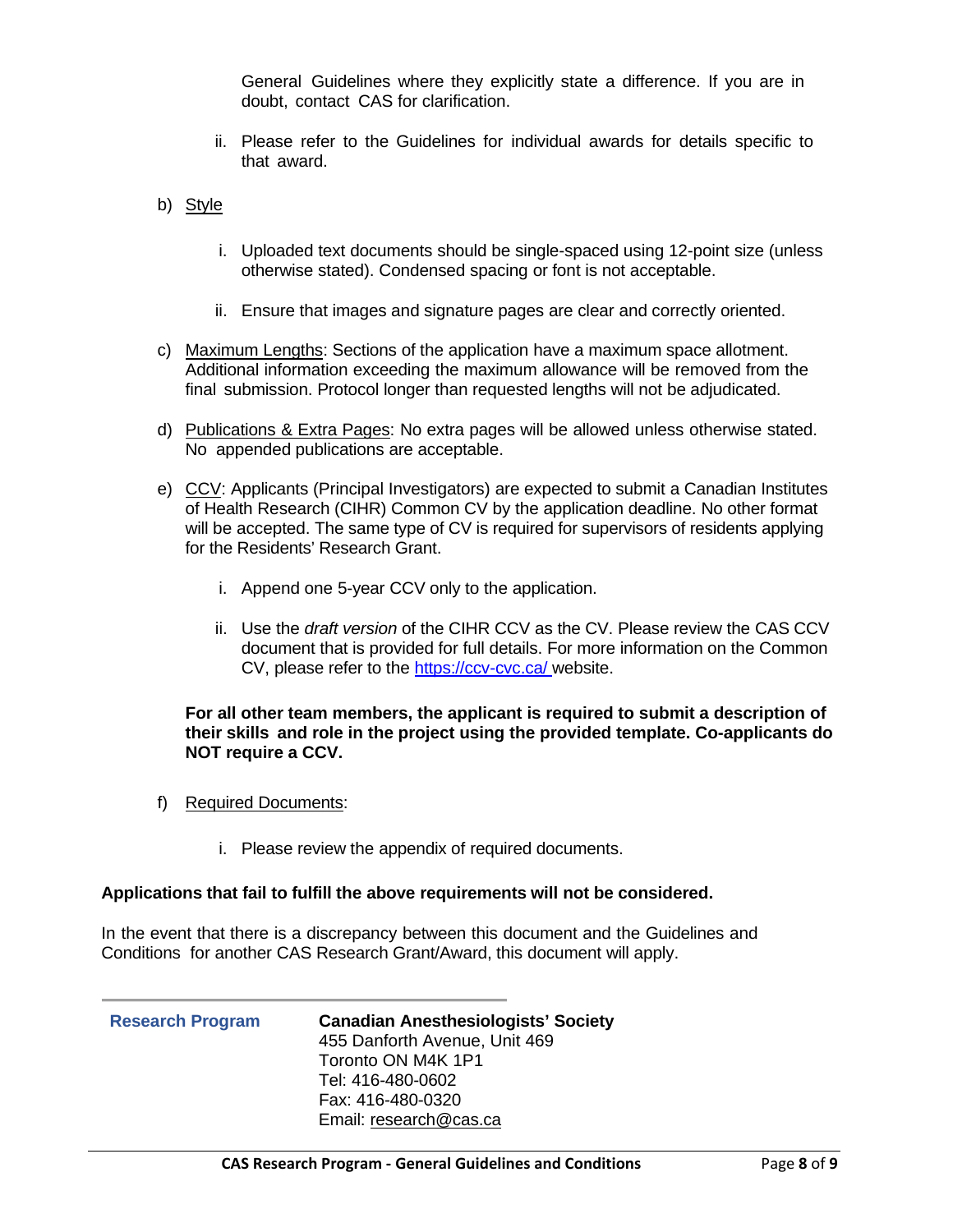General Guidelines where they explicitly state a difference. If you are in doubt, contact CAS for clarification.

ii. Please refer to the Guidelines for individual awards for details specific to that award.

b) Style

i. Uploaded text documents should be single-spaced using 12-point size (unless otherwise stated). Condensed spacing or font is not acceptable.

ii. Ensure that images and signature pages are clear and correctly oriented.

c) Maximum Lengths: Sections of the application have a maximum space allotment. Additional information exceeding the maximum allowance will be removed from the final submission. Protocol longer than requested lengths will not be adjudicated.

d) Publications & Extra Pages: No extra pages will be allowed unless otherwise stated. No appended publications are acceptable.

e) CCV: Applicants (Principal Investigators) are expected to submit a Canadian Institutes of Health Research (CIHR) Common CV by the application deadline. No other format will be accepted. The same type of CV is required for supervisors of residents applying for the Residents' Research Grant.

i. Append one 5-year CCV only to the application.

ii. Use the *draft version* of the CIHR CCV as the CV. Please review the CAS CCV document that is provided for full details. For more information on the Common CV, please refer to the https://ccv-cvc.ca/ website.

**For all other team members, the applicant is required to submit a description of their skills and role in the project using the provided template. Co-applicants do NOT require a CCV.**

f) Required Documents:

i. Please review the appendix of required documents.

**Applications that fail to fulfill the above requirements will not be considered.**

In the event that there is a discrepancy between this document and the Guidelines and Conditions for another CAS Research Grant/Award, this document will apply.

---

**Research Program**

**Canadian Anesthesiologists' Society**
455 Danforth Avenue, Unit 469
Toronto ON M4K 1P1
Tel: 416-480-0602
Fax: 416-480-0320
Email: research@cas.ca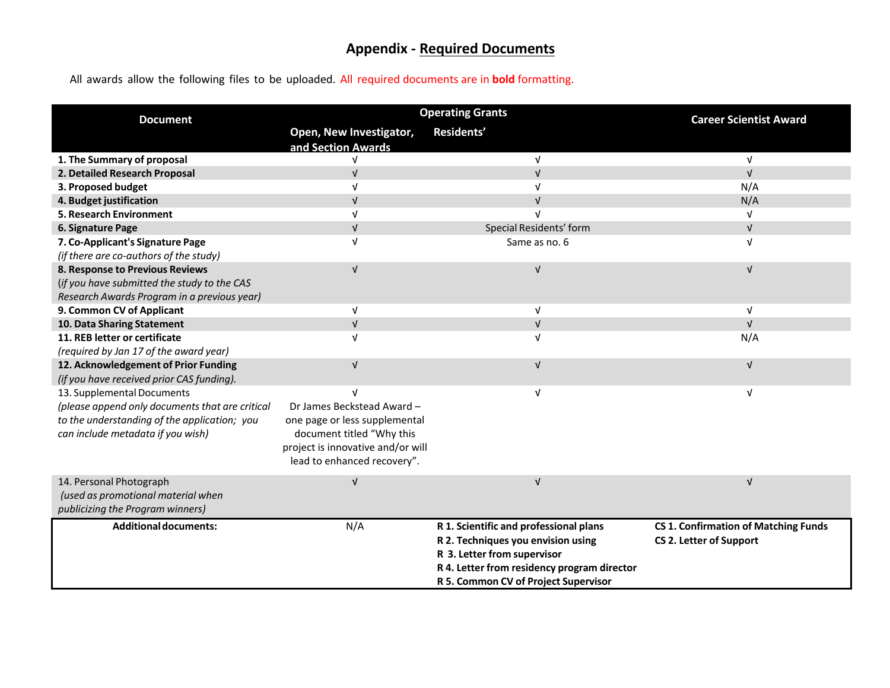# Appendix - Required Documents

All awards allow the following files to be uploaded. All required documents are in **bold** formatting.

| Document | Operating Grants | | Career Scientist Award |
|---|---|---|---|
| | Open, New Investigator, and Section Awards | Residents' | |
| **1. The Summary of proposal** | √ | √ | √ |
| **2. Detailed Research Proposal** | √ | √ | √ |
| **3. Proposed budget** | √ | √ | N/A |
| **4. Budget justification** | √ | √ | N/A |
| **5. Research Environment** | √ | √ | √ |
| **6. Signature Page** | √ | Special Residents' form | √ |
| **7. Co-Applicant's Signature Page** *(if there are co-authors of the study)* | √ | Same as no. 6 | √ |
| **8. Response to Previous Reviews** (*if you have submitted the study to the CAS Research Awards Program in a previous year)* | √ | √ | √ |
| **9. Common CV of Applicant** | √ | √ | √ |
| **10. Data Sharing Statement** | √ | √ | √ |
| **11. REB letter or certificate** *(required by Jan 17 of the award year)* | √ | √ | N/A |
| **12. Acknowledgement of Prior Funding** *(if you have received prior CAS funding).* | √ | √ | √ |
| 13. Supplemental Documents *(please append only documents that are critical to the understanding of the application; you can include metadata if you wish)* | √ Dr James Beckstead Award – one page or less supplemental document titled "Why this project is innovative and/or will lead to enhanced recovery". | √ | √ |
| 14. Personal Photograph *(used as promotional material when publicizing the Program winners)* | √ | √ | √ |
| **Additional documents:** | N/A | **R 1. Scientific and professional plans** **R 2. Techniques you envision using** **R 3. Letter from supervisor** **R 4. Letter from residency program director** **R 5. Common CV of Project Supervisor** | **CS 1. Confirmation of Matching Funds** **CS 2. Letter of Support** |